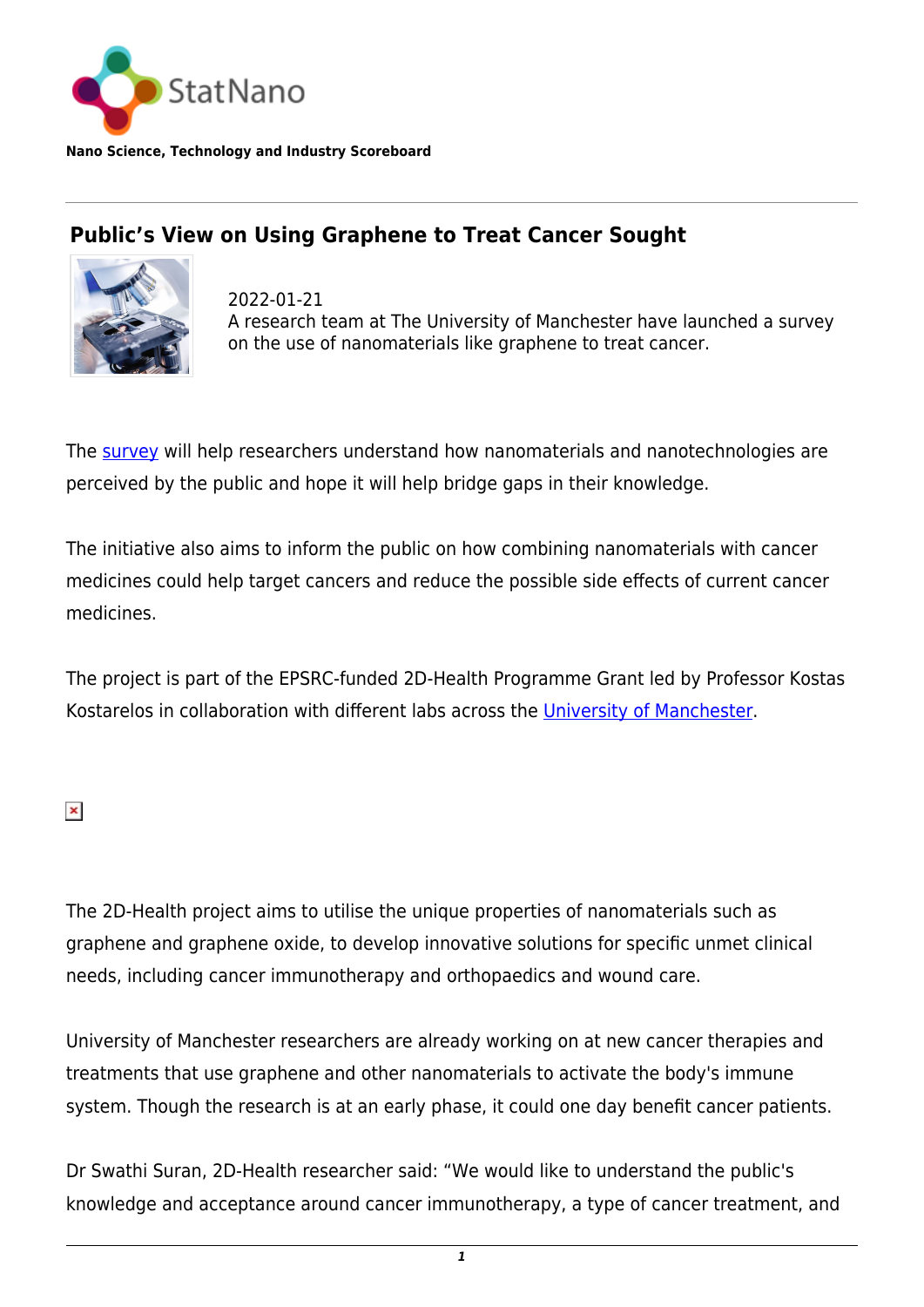StatNano

**Nano Science, Technology and Industry Scoreboard**

## Public's View on Using Graphene to Treat Cancer Sought

2022-01-21
A research team at The University of Manchester have launched a survey on the use of nanomaterials like graphene to treat cancer.

The survey will help researchers understand how nanomaterials and nanotechnologies are perceived by the public and hope it will help bridge gaps in their knowledge.

The initiative also aims to inform the public on how combining nanomaterials with cancer medicines could help target cancers and reduce the possible side effects of current cancer medicines.

The project is part of the EPSRC-funded 2D-Health Programme Grant led by Professor Kostas Kostarelos in collaboration with different labs across the University of Manchester.

The 2D-Health project aims to utilise the unique properties of nanomaterials such as graphene and graphene oxide, to develop innovative solutions for specific unmet clinical needs, including cancer immunotherapy and orthopaedics and wound care.

University of Manchester researchers are already working on at new cancer therapies and treatments that use graphene and other nanomaterials to activate the body's immune system. Though the research is at an early phase, it could one day benefit cancer patients.

Dr Swathi Suran, 2D-Health researcher said: "We would like to understand the public's knowledge and acceptance around cancer immunotherapy, a type of cancer treatment, and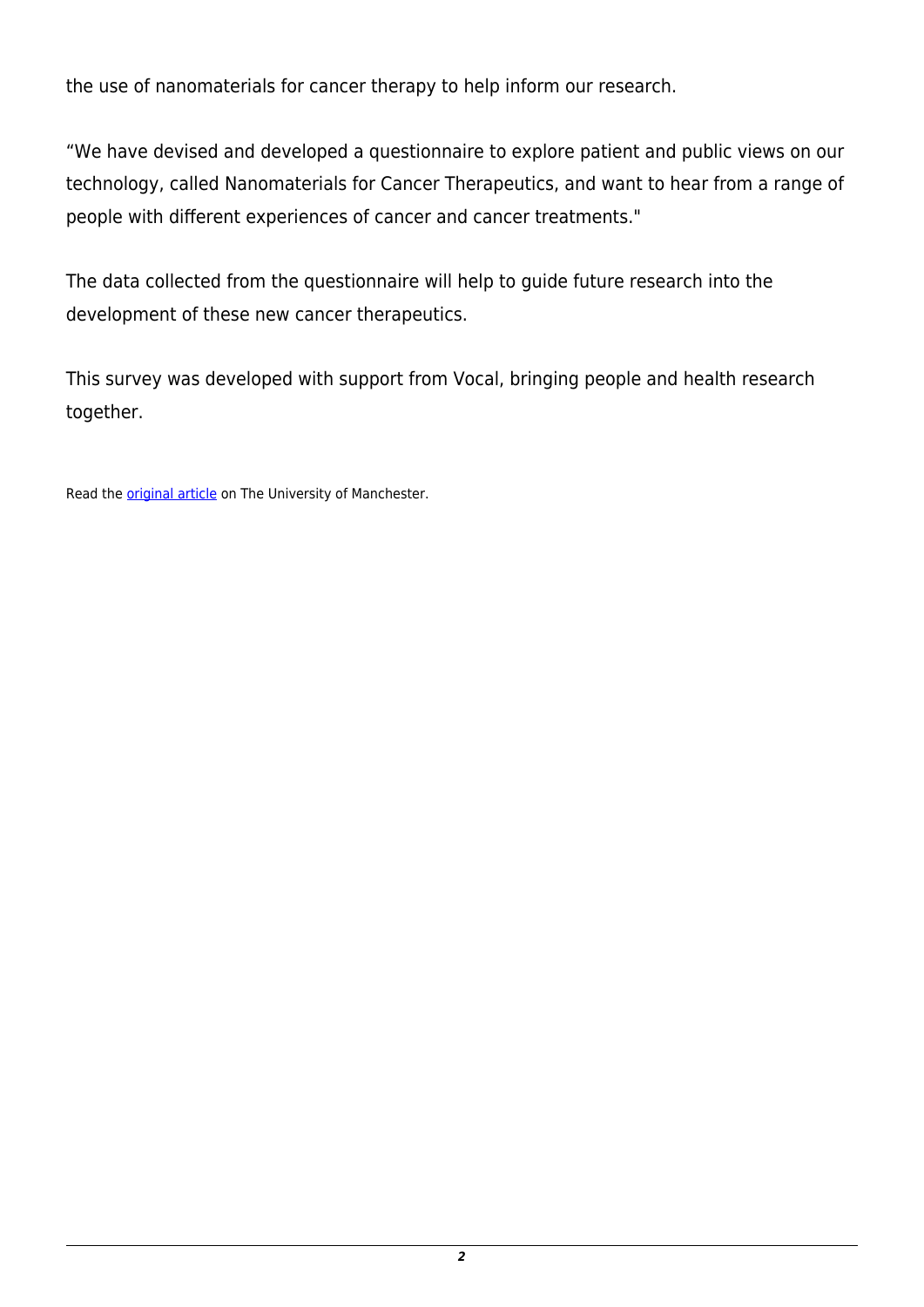the use of nanomaterials for cancer therapy to help inform our research.

“We have devised and developed a questionnaire to explore patient and public views on our technology, called Nanomaterials for Cancer Therapeutics, and want to hear from a range of people with different experiences of cancer and cancer treatments."

The data collected from the questionnaire will help to guide future research into the development of these new cancer therapeutics.

This survey was developed with support from Vocal, bringing people and health research together.

Read the original article on The University of Manchester.